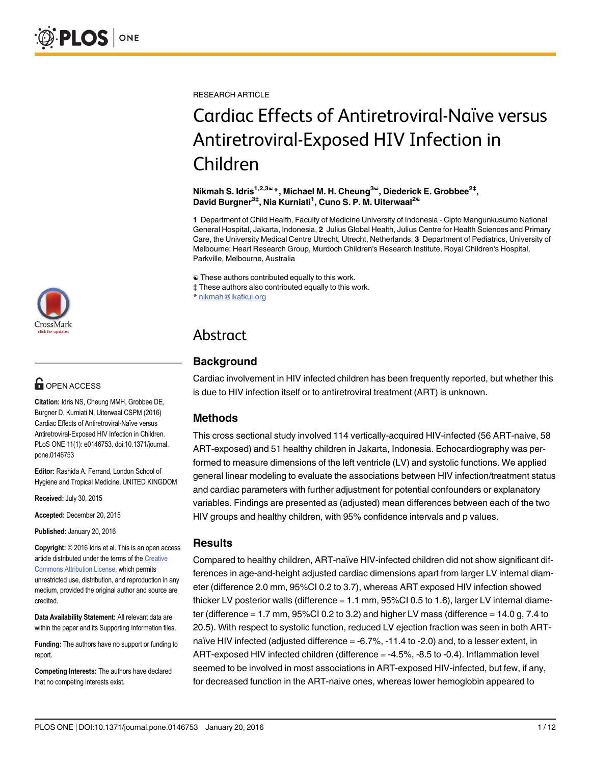RESEARCH ARTICLE

# Cardiac Effects of Antiretroviral-Naïve versus Antiretroviral-Exposed HIV Infection in Children

**Nikmah S. Idris[1,2,3☯]*, Michael M. H. Cheung[3☯], Diederick E. Grobbee[2‡], David Burgner[3‡], Nia Kurniati[1], Cuno S. P. M. Uiterwaal[2☯]**

**1** Department of Child Health, Faculty of Medicine University of Indonesia - Cipto Mangunkusumo National General Hospital, Jakarta, Indonesia, **2** Julius Global Health, Julius Centre for Health Sciences and Primary Care, the University Medical Centre Utrecht, Utrecht, Netherlands, **3** Department of Pediatrics, University of Melbourne; Heart Research Group, Murdoch Children's Research Institute, Royal Children's Hospital, Parkville, Melbourne, Australia

☯ These authors contributed equally to this work.
‡ These authors also contributed equally to this work.
* nikmah@ikafkui.org

**OPEN ACCESS**

**Citation:** Idris NS, Cheung MMH, Grobbee DE, Burgner D, Kurniati N, Uiterwaal CSPM (2016) Cardiac Effects of Antiretroviral-Naïve versus Antiretroviral-Exposed HIV Infection in Children. PLoS ONE 11(1): e0146753. doi:10.1371/journal.pone.0146753

**Editor:** Rashida A. Ferrand, London School of Hygiene and Tropical Medicine, UNITED KINGDOM

**Received:** July 30, 2015

**Accepted:** December 20, 2015

**Published:** January 20, 2016

**Copyright:** © 2016 Idris et al. This is an open access article distributed under the terms of the Creative Commons Attribution License, which permits unrestricted use, distribution, and reproduction in any medium, provided the original author and source are credited.

**Data Availability Statement:** All relevant data are within the paper and its Supporting Information files.

**Funding:** The authors have no support or funding to report.

**Competing Interests:** The authors have declared that no competing interests exist.

## Abstract

### Background

Cardiac involvement in HIV infected children has been frequently reported, but whether this is due to HIV infection itself or to antiretroviral treatment (ART) is unknown.

### Methods

This cross sectional study involved 114 vertically-acquired HIV-infected (56 ART-naive, 58 ART-exposed) and 51 healthy children in Jakarta, Indonesia. Echocardiography was performed to measure dimensions of the left ventricle (LV) and systolic functions. We applied general linear modeling to evaluate the associations between HIV infection/treatment status and cardiac parameters with further adjustment for potential confounders or explanatory variables. Findings are presented as (adjusted) mean differences between each of the two HIV groups and healthy children, with 95% confidence intervals and p values.

### Results

Compared to healthy children, ART-naïve HIV-infected children did not show significant differences in age-and-height adjusted cardiac dimensions apart from larger LV internal diameter (difference 2.0 mm, 95%CI 0.2 to 3.7), whereas ART exposed HIV infection showed thicker LV posterior walls (difference = 1.1 mm, 95%CI 0.5 to 1.6), larger LV internal diameter (difference = 1.7 mm, 95%CI 0.2 to 3.2) and higher LV mass (difference = 14.0 g, 7.4 to 20.5). With respect to systolic function, reduced LV ejection fraction was seen in both ART-naïve HIV infected (adjusted difference = -6.7%, -11.4 to -2.0) and, to a lesser extent, in ART-exposed HIV infected children (difference = -4.5%, -8.5 to -0.4). Inflammation level seemed to be involved in most associations in ART-exposed HIV-infected, but few, if any, for decreased function in the ART-naive ones, whereas lower hemoglobin appeared to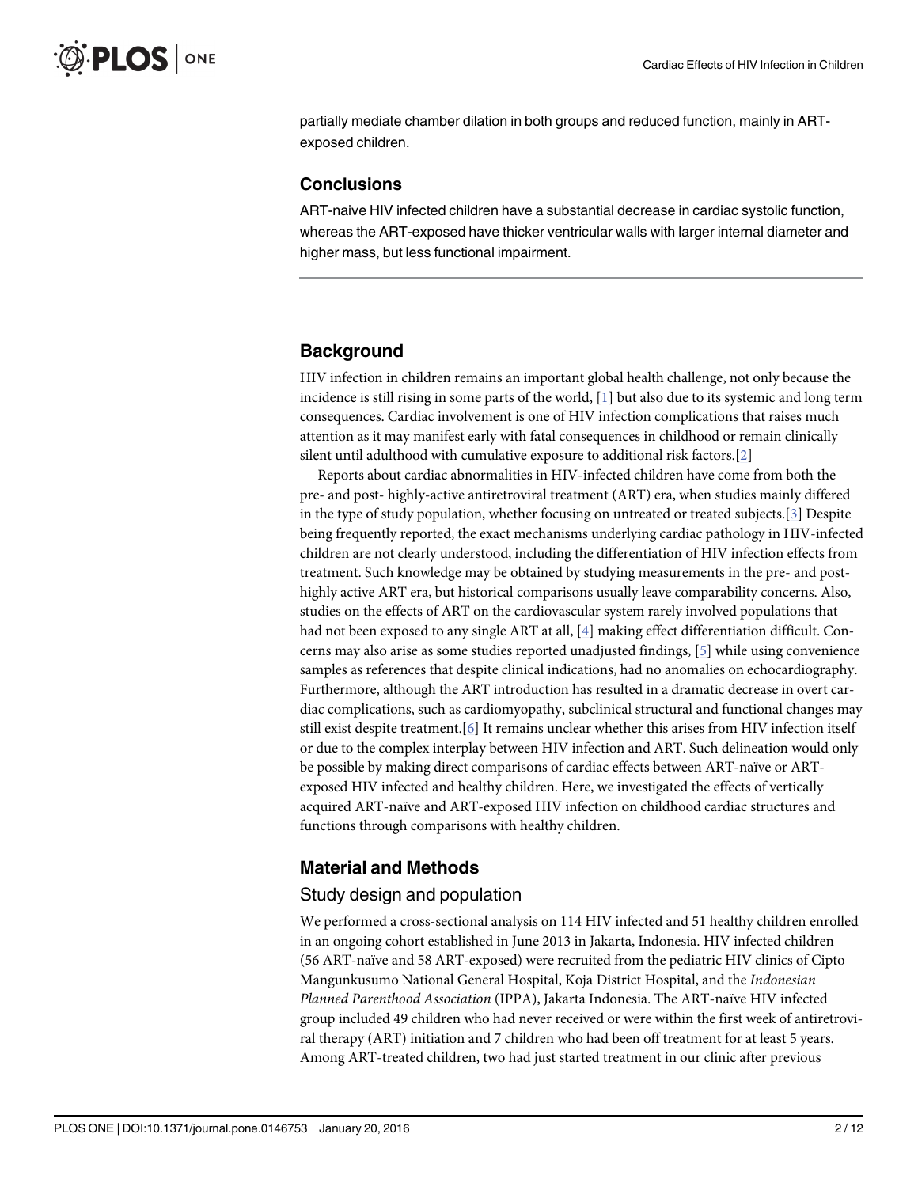partially mediate chamber dilation in both groups and reduced function, mainly in ART-exposed children.

### Conclusions

ART-naive HIV infected children have a substantial decrease in cardiac systolic function, whereas the ART-exposed have thicker ventricular walls with larger internal diameter and higher mass, but less functional impairment.

## Background

HIV infection in children remains an important global health challenge, not only because the incidence is still rising in some parts of the world, [1] but also due to its systemic and long term consequences. Cardiac involvement is one of HIV infection complications that raises much attention as it may manifest early with fatal consequences in childhood or remain clinically silent until adulthood with cumulative exposure to additional risk factors.[2]

Reports about cardiac abnormalities in HIV-infected children have come from both the pre- and post- highly-active antiretroviral treatment (ART) era, when studies mainly differed in the type of study population, whether focusing on untreated or treated subjects.[3] Despite being frequently reported, the exact mechanisms underlying cardiac pathology in HIV-infected children are not clearly understood, including the differentiation of HIV infection effects from treatment. Such knowledge may be obtained by studying measurements in the pre- and post-highly active ART era, but historical comparisons usually leave comparability concerns. Also, studies on the effects of ART on the cardiovascular system rarely involved populations that had not been exposed to any single ART at all, [4] making effect differentiation difficult. Concerns may also arise as some studies reported unadjusted findings, [5] while using convenience samples as references that despite clinical indications, had no anomalies on echocardiography. Furthermore, although the ART introduction has resulted in a dramatic decrease in overt cardiac complications, such as cardiomyopathy, subclinical structural and functional changes may still exist despite treatment.[6] It remains unclear whether this arises from HIV infection itself or due to the complex interplay between HIV infection and ART. Such delineation would only be possible by making direct comparisons of cardiac effects between ART-naïve or ART-exposed HIV infected and healthy children. Here, we investigated the effects of vertically acquired ART-naïve and ART-exposed HIV infection on childhood cardiac structures and functions through comparisons with healthy children.

## Material and Methods

### Study design and population

We performed a cross-sectional analysis on 114 HIV infected and 51 healthy children enrolled in an ongoing cohort established in June 2013 in Jakarta, Indonesia. HIV infected children (56 ART-naïve and 58 ART-exposed) were recruited from the pediatric HIV clinics of Cipto Mangunkusumo National General Hospital, Koja District Hospital, and the *Indonesian Planned Parenthood Association* (IPPA), Jakarta Indonesia. The ART-naïve HIV infected group included 49 children who had never received or were within the first week of antiretroviral therapy (ART) initiation and 7 children who had been off treatment for at least 5 years. Among ART-treated children, two had just started treatment in our clinic after previous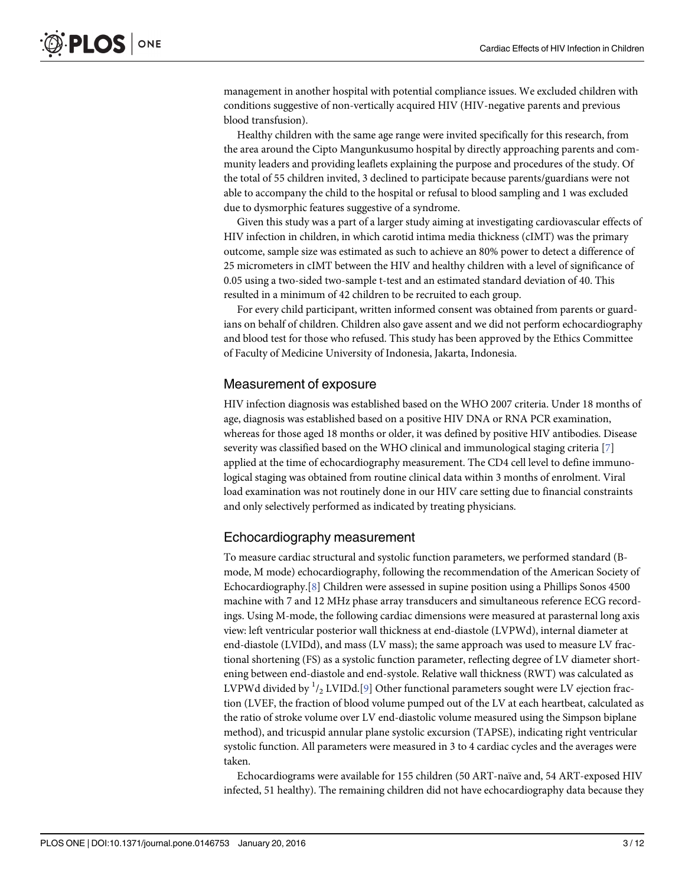management in another hospital with potential compliance issues. We excluded children with conditions suggestive of non-vertically acquired HIV (HIV-negative parents and previous blood transfusion).

Healthy children with the same age range were invited specifically for this research, from the area around the Cipto Mangunkusumo hospital by directly approaching parents and community leaders and providing leaflets explaining the purpose and procedures of the study. Of the total of 55 children invited, 3 declined to participate because parents/guardians were not able to accompany the child to the hospital or refusal to blood sampling and 1 was excluded due to dysmorphic features suggestive of a syndrome.

Given this study was a part of a larger study aiming at investigating cardiovascular effects of HIV infection in children, in which carotid intima media thickness (cIMT) was the primary outcome, sample size was estimated as such to achieve an 80% power to detect a difference of 25 micrometers in cIMT between the HIV and healthy children with a level of significance of 0.05 using a two-sided two-sample t-test and an estimated standard deviation of 40. This resulted in a minimum of 42 children to be recruited to each group.

For every child participant, written informed consent was obtained from parents or guardians on behalf of children. Children also gave assent and we did not perform echocardiography and blood test for those who refused. This study has been approved by the Ethics Committee of Faculty of Medicine University of Indonesia, Jakarta, Indonesia.

## Measurement of exposure

HIV infection diagnosis was established based on the WHO 2007 criteria. Under 18 months of age, diagnosis was established based on a positive HIV DNA or RNA PCR examination, whereas for those aged 18 months or older, it was defined by positive HIV antibodies. Disease severity was classified based on the WHO clinical and immunological staging criteria [7] applied at the time of echocardiography measurement. The CD4 cell level to define immunological staging was obtained from routine clinical data within 3 months of enrolment. Viral load examination was not routinely done in our HIV care setting due to financial constraints and only selectively performed as indicated by treating physicians.

## Echocardiography measurement

To measure cardiac structural and systolic function parameters, we performed standard (B-mode, M mode) echocardiography, following the recommendation of the American Society of Echocardiography.[8] Children were assessed in supine position using a Phillips Sonos 4500 machine with 7 and 12 MHz phase array transducers and simultaneous reference ECG recordings. Using M-mode, the following cardiac dimensions were measured at parasternal long axis view: left ventricular posterior wall thickness at end-diastole (LVPWd), internal diameter at end-diastole (LVIDd), and mass (LV mass); the same approach was used to measure LV fractional shortening (FS) as a systolic function parameter, reflecting degree of LV diameter shortening between end-diastole and end-systole. Relative wall thickness (RWT) was calculated as LVPWd divided by $^{1}/_{2}$ LVIDd.[9] Other functional parameters sought were LV ejection fraction (LVEF, the fraction of blood volume pumped out of the LV at each heartbeat, calculated as the ratio of stroke volume over LV end-diastolic volume measured using the Simpson biplane method), and tricuspid annular plane systolic excursion (TAPSE), indicating right ventricular systolic function. All parameters were measured in 3 to 4 cardiac cycles and the averages were taken.

Echocardiograms were available for 155 children (50 ART-naïve and, 54 ART-exposed HIV infected, 51 healthy). The remaining children did not have echocardiography data because they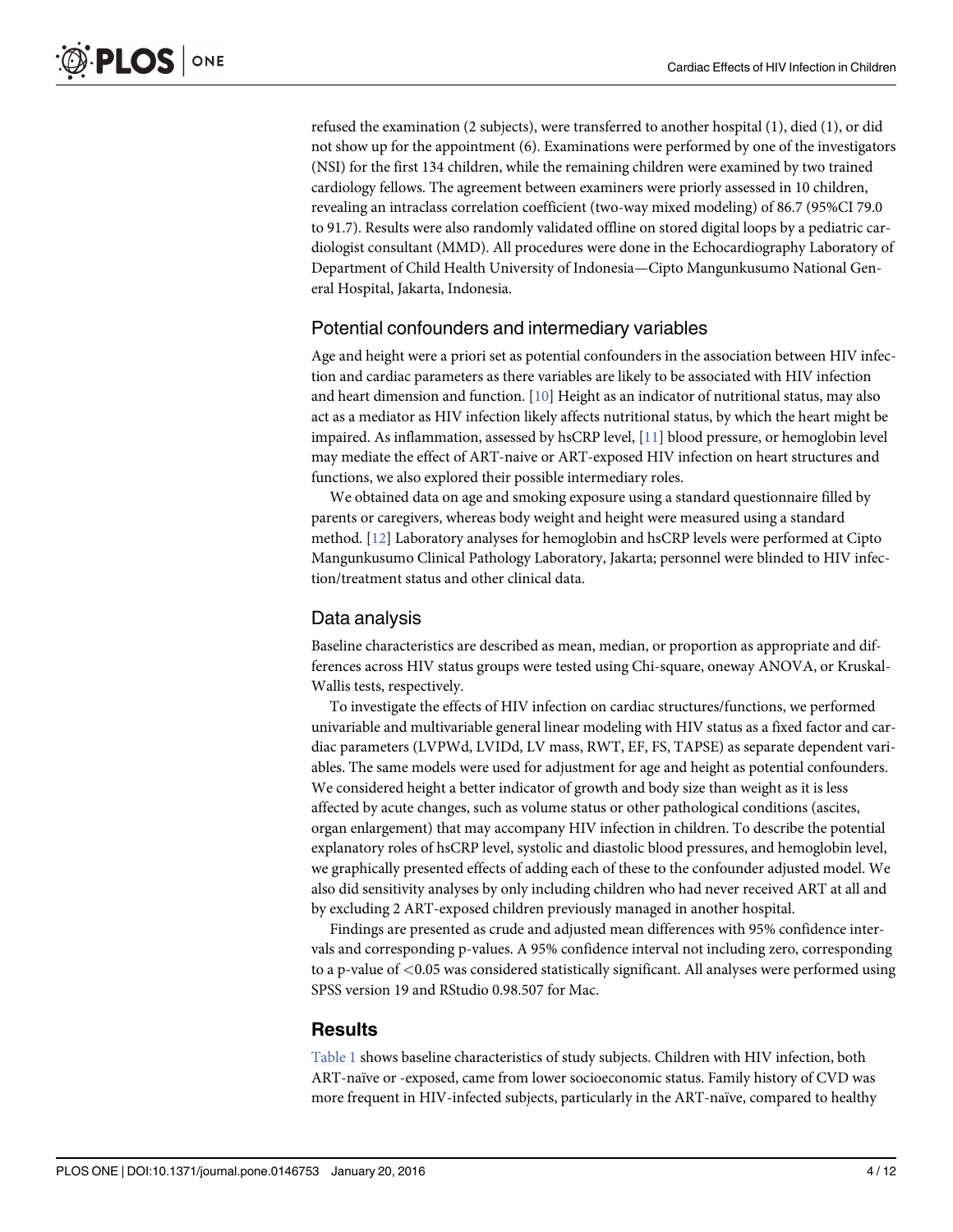refused the examination (2 subjects), were transferred to another hospital (1), died (1), or did not show up for the appointment (6). Examinations were performed by one of the investigators (NSI) for the first 134 children, while the remaining children were examined by two trained cardiology fellows. The agreement between examiners were priorly assessed in 10 children, revealing an intraclass correlation coefficient (two-way mixed modeling) of 86.7 (95%CI 79.0 to 91.7). Results were also randomly validated offline on stored digital loops by a pediatric cardiologist consultant (MMD). All procedures were done in the Echocardiography Laboratory of Department of Child Health University of Indonesia—Cipto Mangunkusumo National General Hospital, Jakarta, Indonesia.

### Potential confounders and intermediary variables

Age and height were a priori set as potential confounders in the association between HIV infection and cardiac parameters as there variables are likely to be associated with HIV infection and heart dimension and function. [10] Height as an indicator of nutritional status, may also act as a mediator as HIV infection likely affects nutritional status, by which the heart might be impaired. As inflammation, assessed by hsCRP level, [11] blood pressure, or hemoglobin level may mediate the effect of ART-naive or ART-exposed HIV infection on heart structures and functions, we also explored their possible intermediary roles.

We obtained data on age and smoking exposure using a standard questionnaire filled by parents or caregivers, whereas body weight and height were measured using a standard method. [12] Laboratory analyses for hemoglobin and hsCRP levels were performed at Cipto Mangunkusumo Clinical Pathology Laboratory, Jakarta; personnel were blinded to HIV infection/treatment status and other clinical data.

### Data analysis

Baseline characteristics are described as mean, median, or proportion as appropriate and differences across HIV status groups were tested using Chi-square, oneway ANOVA, or Kruskal-Wallis tests, respectively.

To investigate the effects of HIV infection on cardiac structures/functions, we performed univariable and multivariable general linear modeling with HIV status as a fixed factor and cardiac parameters (LVPWd, LVIDd, LV mass, RWT, EF, FS, TAPSE) as separate dependent variables. The same models were used for adjustment for age and height as potential confounders. We considered height a better indicator of growth and body size than weight as it is less affected by acute changes, such as volume status or other pathological conditions (ascites, organ enlargement) that may accompany HIV infection in children. To describe the potential explanatory roles of hsCRP level, systolic and diastolic blood pressures, and hemoglobin level, we graphically presented effects of adding each of these to the confounder adjusted model. We also did sensitivity analyses by only including children who had never received ART at all and by excluding 2 ART-exposed children previously managed in another hospital.

Findings are presented as crude and adjusted mean differences with 95% confidence intervals and corresponding p-values. A 95% confidence interval not including zero, corresponding to a p-value of $<0.05$ was considered statistically significant. All analyses were performed using SPSS version 19 and RStudio 0.98.507 for Mac.

## Results

Table 1 shows baseline characteristics of study subjects. Children with HIV infection, both ART-naïve or -exposed, came from lower socioeconomic status. Family history of CVD was more frequent in HIV-infected subjects, particularly in the ART-naïve, compared to healthy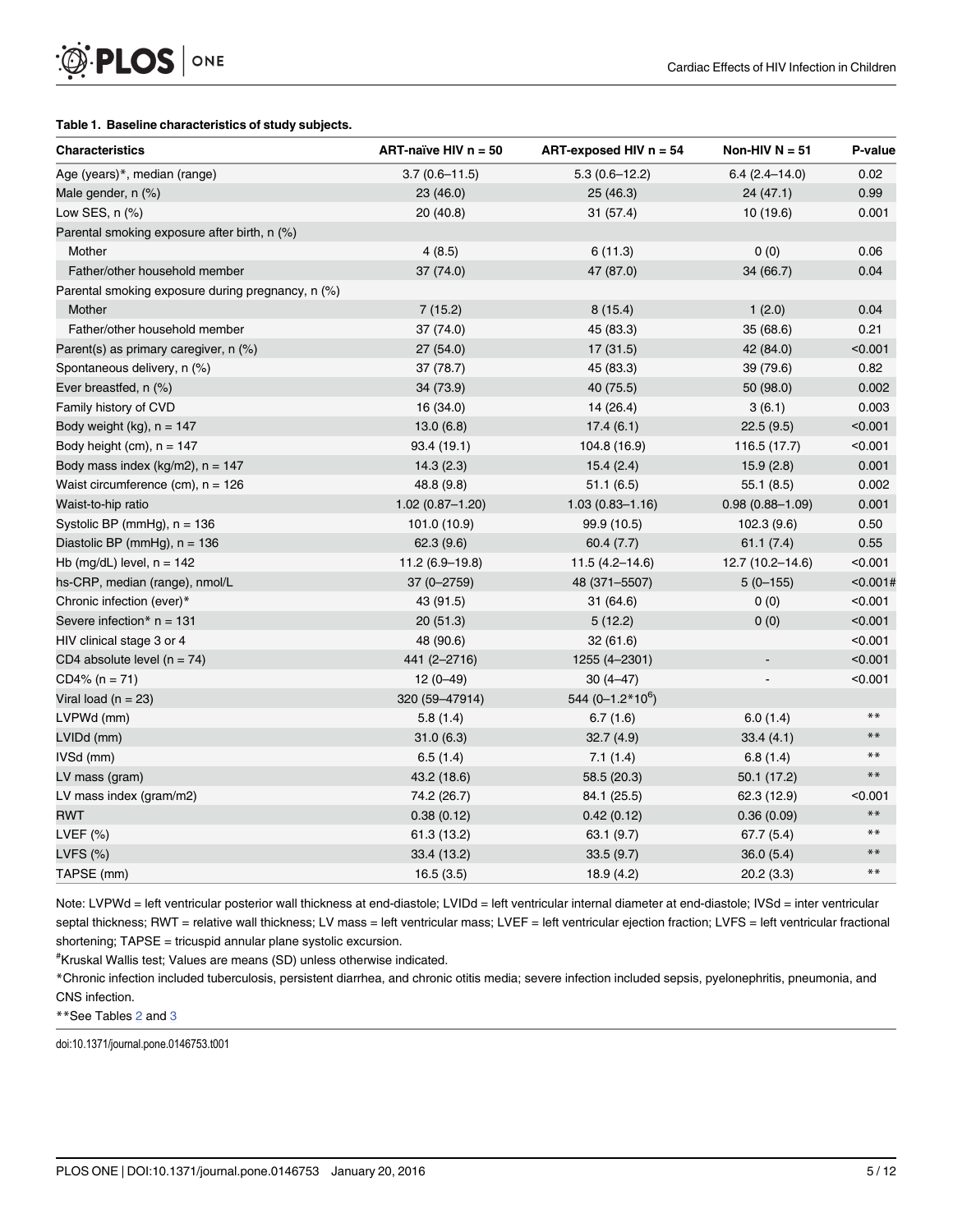**Table 1. Baseline characteristics of study subjects.**

| Characteristics | ART-naïve HIV n = 50 | ART-exposed HIV n = 54 | Non-HIV N = 51 | P-value |
|---|---|---|---|---|
| Age (years)*, median (range) | 3.7 (0.6–11.5) | 5.3 (0.6–12.2) | 6.4 (2.4–14.0) | 0.02 |
| Male gender, n (%) | 23 (46.0) | 25 (46.3) | 24 (47.1) | 0.99 |
| Low SES, n (%) | 20 (40.8) | 31 (57.4) | 10 (19.6) | 0.001 |
| Parental smoking exposure after birth, n (%) | | | | |
| Mother | 4 (8.5) | 6 (11.3) | 0 (0) | 0.06 |
| Father/other household member | 37 (74.0) | 47 (87.0) | 34 (66.7) | 0.04 |
| Parental smoking exposure during pregnancy, n (%) | | | | |
| Mother | 7 (15.2) | 8 (15.4) | 1 (2.0) | 0.04 |
| Father/other household member | 37 (74.0) | 45 (83.3) | 35 (68.6) | 0.21 |
| Parent(s) as primary caregiver, n (%) | 27 (54.0) | 17 (31.5) | 42 (84.0) | <0.001 |
| Spontaneous delivery, n (%) | 37 (78.7) | 45 (83.3) | 39 (79.6) | 0.82 |
| Ever breastfed, n (%) | 34 (73.9) | 40 (75.5) | 50 (98.0) | 0.002 |
| Family history of CVD | 16 (34.0) | 14 (26.4) | 3 (6.1) | 0.003 |
| Body weight (kg), n = 147 | 13.0 (6.8) | 17.4 (6.1) | 22.5 (9.5) | <0.001 |
| Body height (cm), n = 147 | 93.4 (19.1) | 104.8 (16.9) | 116.5 (17.7) | <0.001 |
| Body mass index (kg/m2), n = 147 | 14.3 (2.3) | 15.4 (2.4) | 15.9 (2.8) | 0.001 |
| Waist circumference (cm), n = 126 | 48.8 (9.8) | 51.1 (6.5) | 55.1 (8.5) | 0.002 |
| Waist-to-hip ratio | 1.02 (0.87–1.20) | 1.03 (0.83–1.16) | 0.98 (0.88–1.09) | 0.001 |
| Systolic BP (mmHg), n = 136 | 101.0 (10.9) | 99.9 (10.5) | 102.3 (9.6) | 0.50 |
| Diastolic BP (mmHg), n = 136 | 62.3 (9.6) | 60.4 (7.7) | 61.1 (7.4) | 0.55 |
| Hb (mg/dL) level, n = 142 | 11.2 (6.9–19.8) | 11.5 (4.2–14.6) | 12.7 (10.2–14.6) | <0.001 |
| hs-CRP, median (range), nmol/L | 37 (0–2759) | 48 (371–5507) | 5 (0–155) | <0.001# |
| Chronic infection (ever)* | 43 (91.5) | 31 (64.6) | 0 (0) | <0.001 |
| Severe infection* n = 131 | 20 (51.3) | 5 (12.2) | 0 (0) | <0.001 |
| HIV clinical stage 3 or 4 | 48 (90.6) | 32 (61.6) | | <0.001 |
| CD4 absolute level (n = 74) | 441 (2–2716) | 1255 (4–2301) | - | <0.001 |
| CD4% (n = 71) | 12 (0–49) | 30 (4–47) | - | <0.001 |
| Viral load (n = 23) | 320 (59–47914) | 544 ($0–1.2*10^6$) | | |
| LVPWd (mm) | 5.8 (1.4) | 6.7 (1.6) | 6.0 (1.4) | ** |
| LVIDd (mm) | 31.0 (6.3) | 32.7 (4.9) | 33.4 (4.1) | ** |
| IVSd (mm) | 6.5 (1.4) | 7.1 (1.4) | 6.8 (1.4) | ** |
| LV mass (gram) | 43.2 (18.6) | 58.5 (20.3) | 50.1 (17.2) | ** |
| LV mass index (gram/m2) | 74.2 (26.7) | 84.1 (25.5) | 62.3 (12.9) | <0.001 |
| RWT | 0.38 (0.12) | 0.42 (0.12) | 0.36 (0.09) | ** |
| LVEF (%) | 61.3 (13.2) | 63.1 (9.7) | 67.7 (5.4) | ** |
| LVFS (%) | 33.4 (13.2) | 33.5 (9.7) | 36.0 (5.4) | ** |
| TAPSE (mm) | 16.5 (3.5) | 18.9 (4.2) | 20.2 (3.3) | ** |

Note: LVPWd = left ventricular posterior wall thickness at end-diastole; LVIDd = left ventricular internal diameter at end-diastole; IVSd = inter ventricular septal thickness; RWT = relative wall thickness; LV mass = left ventricular mass; LVEF = left ventricular ejection fraction; LVFS = left ventricular fractional shortening; TAPSE = tricuspid annular plane systolic excursion.

#Kruskal Wallis test; Values are means (SD) unless otherwise indicated.

*Chronic infection included tuberculosis, persistent diarrhea, and chronic otitis media; severe infection included sepsis, pyelonephritis, pneumonia, and CNS infection.

**See Tables 2 and 3

doi:10.1371/journal.pone.0146753.t001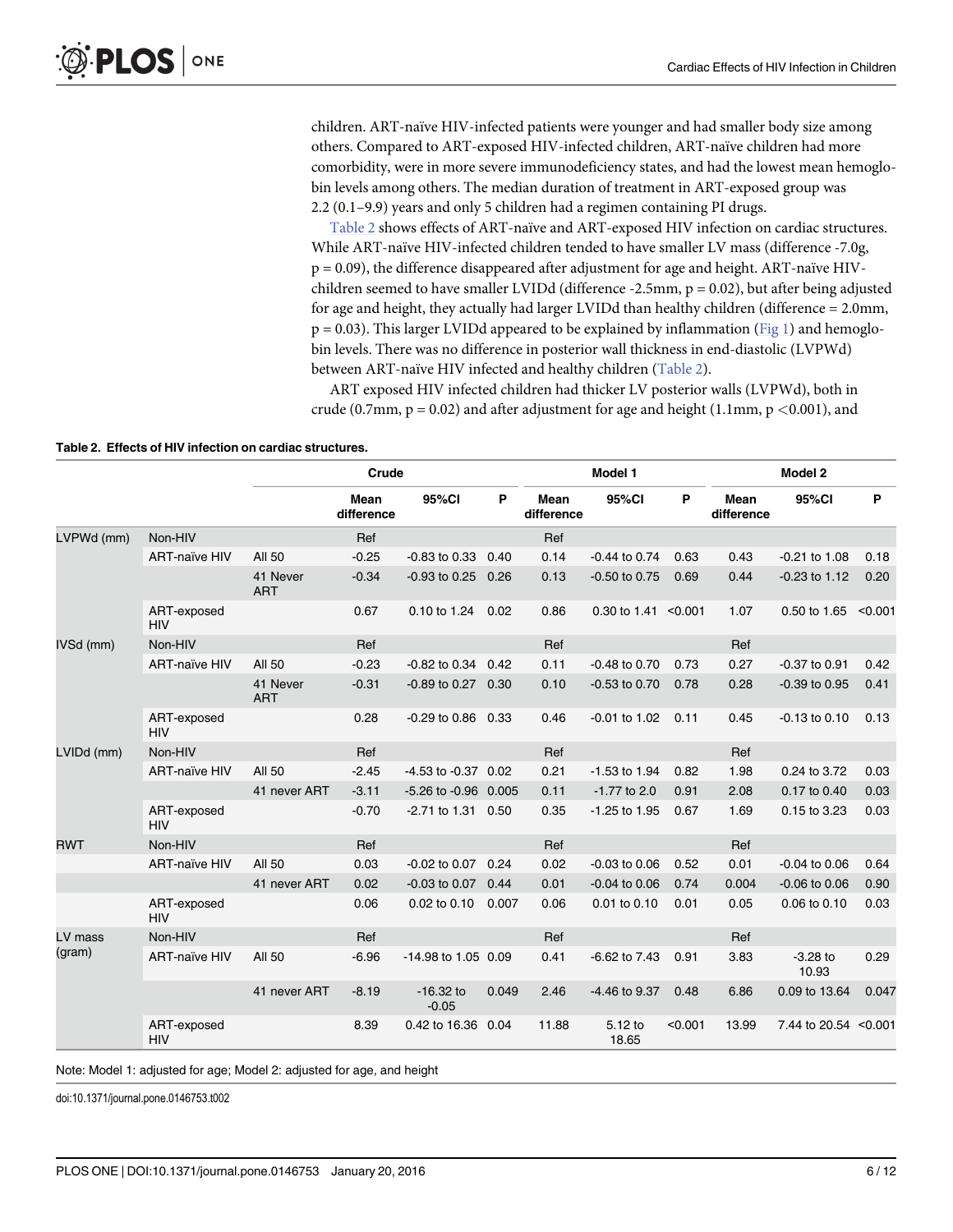children. ART-naïve HIV-infected patients were younger and had smaller body size among others. Compared to ART-exposed HIV-infected children, ART-naïve children had more comorbidity, were in more severe immunodeficiency states, and had the lowest mean hemoglobin levels among others. The median duration of treatment in ART-exposed group was 2.2 (0.1–9.9) years and only 5 children had a regimen containing PI drugs.

Table 2 shows effects of ART-naïve and ART-exposed HIV infection on cardiac structures. While ART-naïve HIV-infected children tended to have smaller LV mass (difference -7.0g, p = 0.09), the difference disappeared after adjustment for age and height. ART-naïve HIV-children seemed to have smaller LVIDd (difference -2.5mm, p = 0.02), but after being adjusted for age and height, they actually had larger LVIDd than healthy children (difference = 2.0mm, p = 0.03). This larger LVIDd appeared to be explained by inflammation (Fig 1) and hemoglobin levels. There was no difference in posterior wall thickness in end-diastolic (LVPWd) between ART-naïve HIV infected and healthy children (Table 2).

ART exposed HIV infected children had thicker LV posterior walls (LVPWd), both in crude (0.7mm, p = 0.02) and after adjustment for age and height (1.1mm, p <0.001), and

**Table 2. Effects of HIV infection on cardiac structures.**

| | | | Crude | | | Model 1 | | | Model 2 | | |
|---|---|---|---|---|---|---|---|---|---|---|---|
| | | | Mean difference | 95%CI | P | Mean difference | 95%CI | P | Mean difference | 95%CI | P |
| LVPWd (mm) | Non-HIV | | Ref | | | Ref | | | | | |
| | ART-naïve HIV | All 50 | -0.25 | -0.83 to 0.33 | 0.40 | 0.14 | -0.44 to 0.74 | 0.63 | 0.43 | -0.21 to 1.08 | 0.18 |
| | | 41 Never ART | -0.34 | -0.93 to 0.25 | 0.26 | 0.13 | -0.50 to 0.75 | 0.69 | 0.44 | -0.23 to 1.12 | 0.20 |
| | ART-exposed HIV | | 0.67 | 0.10 to 1.24 | 0.02 | 0.86 | 0.30 to 1.41 | <0.001 | 1.07 | 0.50 to 1.65 | <0.001 |
| IVSd (mm) | Non-HIV | | Ref | | | Ref | | | Ref | | |
| | ART-naïve HIV | All 50 | -0.23 | -0.82 to 0.34 | 0.42 | 0.11 | -0.48 to 0.70 | 0.73 | 0.27 | -0.37 to 0.91 | 0.42 |
| | | 41 Never ART | -0.31 | -0.89 to 0.27 | 0.30 | 0.10 | -0.53 to 0.70 | 0.78 | 0.28 | -0.39 to 0.95 | 0.41 |
| | ART-exposed HIV | | 0.28 | -0.29 to 0.86 | 0.33 | 0.46 | -0.01 to 1.02 | 0.11 | 0.45 | -0.13 to 0.10 | 0.13 |
| LVIDd (mm) | Non-HIV | | Ref | | | Ref | | | Ref | | |
| | ART-naïve HIV | All 50 | -2.45 | -4.53 to -0.37 | 0.02 | 0.21 | -1.53 to 1.94 | 0.82 | 1.98 | 0.24 to 3.72 | 0.03 |
| | | 41 never ART | -3.11 | -5.26 to -0.96 | 0.005 | 0.11 | -1.77 to 2.0 | 0.91 | 2.08 | 0.17 to 0.40 | 0.03 |
| | ART-exposed HIV | | -0.70 | -2.71 to 1.31 | 0.50 | 0.35 | -1.25 to 1.95 | 0.67 | 1.69 | 0.15 to 3.23 | 0.03 |
| RWT | Non-HIV | | Ref | | | Ref | | | Ref | | |
| | ART-naïve HIV | All 50 | 0.03 | -0.02 to 0.07 | 0.24 | 0.02 | -0.03 to 0.06 | 0.52 | 0.01 | -0.04 to 0.06 | 0.64 |
| | | 41 never ART | 0.02 | -0.03 to 0.07 | 0.44 | 0.01 | -0.04 to 0.06 | 0.74 | 0.004 | -0.06 to 0.06 | 0.90 |
| | ART-exposed HIV | | 0.06 | 0.02 to 0.10 | 0.007 | 0.06 | 0.01 to 0.10 | 0.01 | 0.05 | 0.06 to 0.10 | 0.03 |
| LV mass (gram) | Non-HIV | | Ref | | | Ref | | | Ref | | |
| | ART-naïve HIV | All 50 | -6.96 | -14.98 to 1.05 | 0.09 | 0.41 | -6.62 to 7.43 | 0.91 | 3.83 | -3.28 to 10.93 | 0.29 |
| | | 41 never ART | -8.19 | -16.32 to -0.05 | 0.049 | 2.46 | -4.46 to 9.37 | 0.48 | 6.86 | 0.09 to 13.64 | 0.047 |
| | ART-exposed HIV | | 8.39 | 0.42 to 16.36 | 0.04 | 11.88 | 5.12 to 18.65 | <0.001 | 13.99 | 7.44 to 20.54 | <0.001 |

Note: Model 1: adjusted for age; Model 2: adjusted for age, and height

doi:10.1371/journal.pone.0146753.t002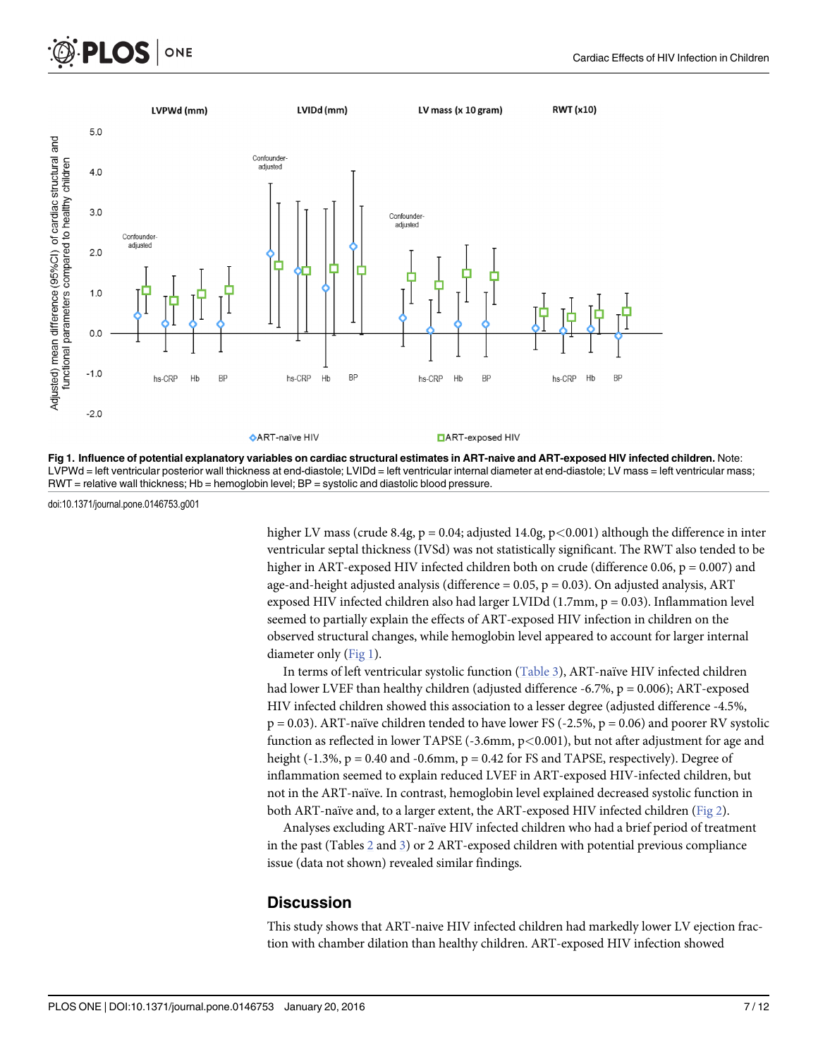Fig 1. Influence of potential explanatory variables on cardiac structural estimates in ART-naive and ART-exposed HIV infected children. Note: LVPWd = left ventricular posterior wall thickness at end-diastole; LVIDd = left ventricular internal diameter at end-diastole; LV mass = left ventricular mass; RWT = relative wall thickness; Hb = hemoglobin level; BP = systolic and diastolic blood pressure.

doi:10.1371/journal.pone.0146753.g001

higher LV mass (crude 8.4g, $p = 0.04$; adjusted 14.0g, $p<0.001$) although the difference in inter ventricular septal thickness (IVSd) was not statistically significant. The RWT also tended to be higher in ART-exposed HIV infected children both on crude (difference 0.06, $p = 0.007$) and age-and-height adjusted analysis (difference = 0.05, $p = 0.03$). On adjusted analysis, ART exposed HIV infected children also had larger LVIDd (1.7mm, $p = 0.03$). Inflammation level seemed to partially explain the effects of ART-exposed HIV infection in children on the observed structural changes, while hemoglobin level appeared to account for larger internal diameter only (Fig 1).

In terms of left ventricular systolic function (Table 3), ART-naïve HIV infected children had lower LVEF than healthy children (adjusted difference -6.7%, $p = 0.006$); ART-exposed HIV infected children showed this association to a lesser degree (adjusted difference -4.5%, $p = 0.03$). ART-naïve children tended to have lower FS (-2.5%, $p = 0.06$) and poorer RV systolic function as reflected in lower TAPSE (-3.6mm, $p<0.001$), but not after adjustment for age and height (-1.3%, $p = 0.40$ and -0.6mm, $p = 0.42$ for FS and TAPSE, respectively). Degree of inflammation seemed to explain reduced LVEF in ART-exposed HIV-infected children, but not in the ART-naïve. In contrast, hemoglobin level explained decreased systolic function in both ART-naïve and, to a larger extent, the ART-exposed HIV infected children (Fig 2).

Analyses excluding ART-naïve HIV infected children who had a brief period of treatment in the past (Tables 2 and 3) or 2 ART-exposed children with potential previous compliance issue (data not shown) revealed similar findings.

## Discussion

This study shows that ART-naive HIV infected children had markedly lower LV ejection fraction with chamber dilation than healthy children. ART-exposed HIV infection showed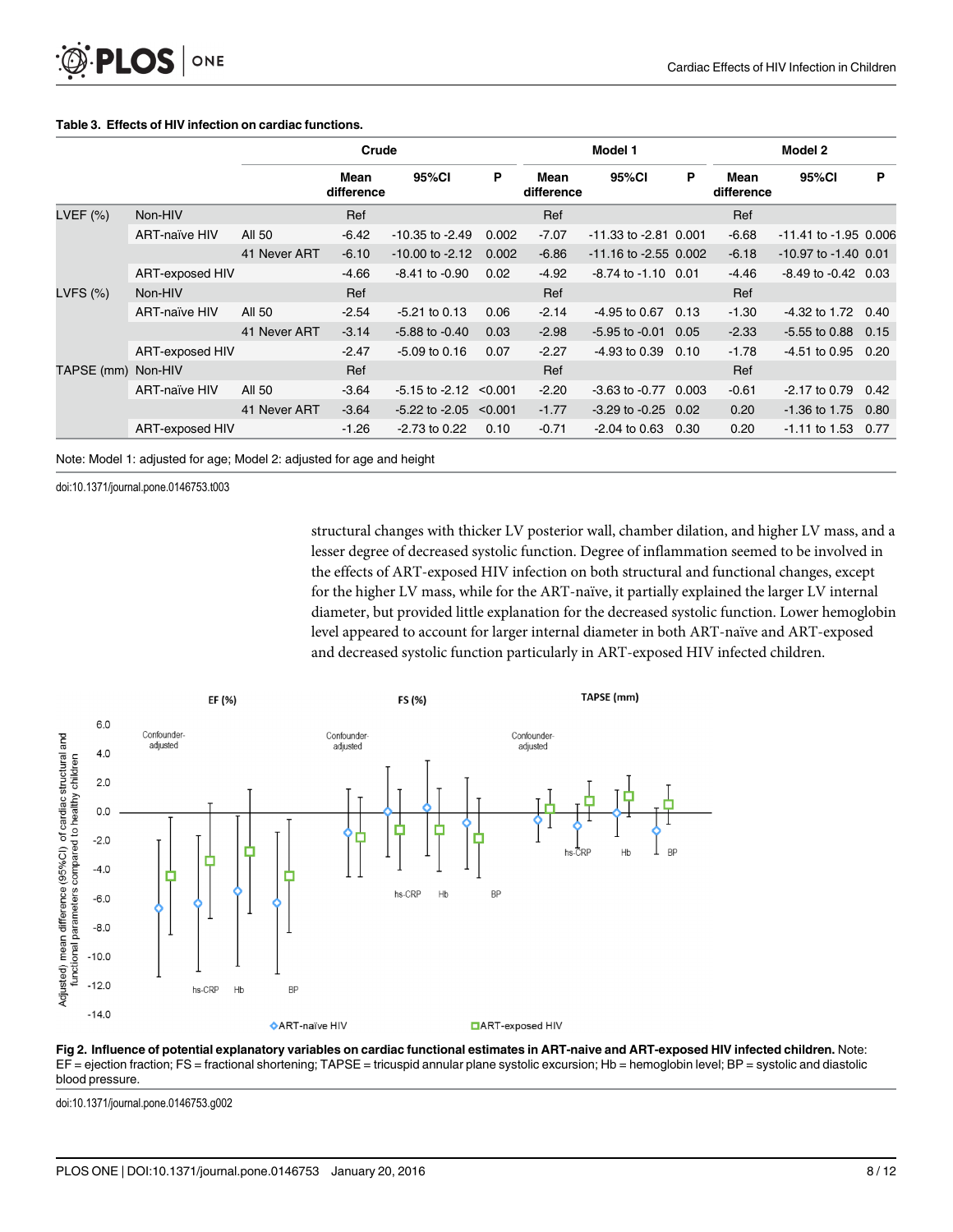**Table 3. Effects of HIV infection on cardiac functions.**

| | | | Crude | | | Model 1 | | | Model 2 | | |
|---|---|---|---|---|---|---|---|---|---|---|---|
| | | | Mean difference | 95%CI | P | Mean difference | 95%CI | P | Mean difference | 95%CI | P |
| LVEF (%) | Non-HIV | | Ref | | | Ref | | | Ref | | |
| | ART-naïve HIV | All 50 | -6.42 | -10.35 to -2.49 | 0.002 | -7.07 | -11.33 to -2.81 | 0.001 | -6.68 | -11.41 to -1.95 | 0.006 |
| | | 41 Never ART | -6.10 | -10.00 to -2.12 | 0.002 | -6.86 | -11.16 to -2.55 | 0.002 | -6.18 | -10.97 to -1.40 | 0.01 |
| | ART-exposed HIV | | -4.66 | -8.41 to -0.90 | 0.02 | -4.92 | -8.74 to -1.10 | 0.01 | -4.46 | -8.49 to -0.42 | 0.03 |
| LVFS (%) | Non-HIV | | Ref | | | Ref | | | Ref | | |
| | ART-naïve HIV | All 50 | -2.54 | -5.21 to 0.13 | 0.06 | -2.14 | -4.95 to 0.67 | 0.13 | -1.30 | -4.32 to 1.72 | 0.40 |
| | | 41 Never ART | -3.14 | -5.88 to -0.40 | 0.03 | -2.98 | -5.95 to -0.01 | 0.05 | -2.33 | -5.55 to 0.88 | 0.15 |
| | ART-exposed HIV | | -2.47 | -5.09 to 0.16 | 0.07 | -2.27 | -4.93 to 0.39 | 0.10 | -1.78 | -4.51 to 0.95 | 0.20 |
| TAPSE (mm) | Non-HIV | | Ref | | | Ref | | | Ref | | |
| | ART-naïve HIV | All 50 | -3.64 | -5.15 to -2.12 | <0.001 | -2.20 | -3.63 to -0.77 | 0.003 | -0.61 | -2.17 to 0.79 | 0.42 |
| | | 41 Never ART | -3.64 | -5.22 to -2.05 | <0.001 | -1.77 | -3.29 to -0.25 | 0.02 | 0.20 | -1.36 to 1.75 | 0.80 |
| | ART-exposed HIV | | -1.26 | -2.73 to 0.22 | 0.10 | -0.71 | -2.04 to 0.63 | 0.30 | 0.20 | -1.11 to 1.53 | 0.77 |

Note: Model 1: adjusted for age; Model 2: adjusted for age and height

doi:10.1371/journal.pone.0146753.t003

structural changes with thicker LV posterior wall, chamber dilation, and higher LV mass, and a lesser degree of decreased systolic function. Degree of inflammation seemed to be involved in the effects of ART-exposed HIV infection on both structural and functional changes, except for the higher LV mass, while for the ART-naïve, it partially explained the larger LV internal diameter, but provided little explanation for the decreased systolic function. Lower hemoglobin level appeared to account for larger internal diameter in both ART-naïve and ART-exposed and decreased systolic function particularly in ART-exposed HIV infected children.

**Fig 2. Influence of potential explanatory variables on cardiac functional estimates in ART-naive and ART-exposed HIV infected children.** Note: EF = ejection fraction; FS = fractional shortening; TAPSE = tricuspid annular plane systolic excursion; Hb = hemoglobin level; BP = systolic and diastolic blood pressure.

doi:10.1371/journal.pone.0146753.g002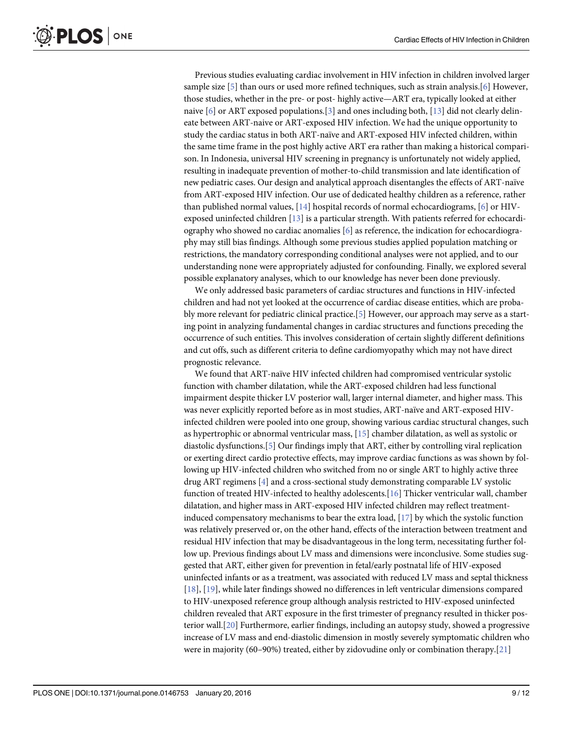Previous studies evaluating cardiac involvement in HIV infection in children involved larger sample size [5] than ours or used more refined techniques, such as strain analysis.[6] However, those studies, whether in the pre- or post- highly active—ART era, typically looked at either naive [6] or ART exposed populations.[3] and ones including both, [13] did not clearly delineate between ART-naive or ART-exposed HIV infection. We had the unique opportunity to study the cardiac status in both ART-naïve and ART-exposed HIV infected children, within the same time frame in the post highly active ART era rather than making a historical comparison. In Indonesia, universal HIV screening in pregnancy is unfortunately not widely applied, resulting in inadequate prevention of mother-to-child transmission and late identification of new pediatric cases. Our design and analytical approach disentangles the effects of ART-naïve from ART-exposed HIV infection. Our use of dedicated healthy children as a reference, rather than published normal values, [14] hospital records of normal echocardiograms, [6] or HIV-exposed uninfected children [13] is a particular strength. With patients referred for echocardiography who showed no cardiac anomalies [6] as reference, the indication for echocardiography may still bias findings. Although some previous studies applied population matching or restrictions, the mandatory corresponding conditional analyses were not applied, and to our understanding none were appropriately adjusted for confounding. Finally, we explored several possible explanatory analyses, which to our knowledge has never been done previously.

We only addressed basic parameters of cardiac structures and functions in HIV-infected children and had not yet looked at the occurrence of cardiac disease entities, which are probably more relevant for pediatric clinical practice.[5] However, our approach may serve as a starting point in analyzing fundamental changes in cardiac structures and functions preceding the occurrence of such entities. This involves consideration of certain slightly different definitions and cut offs, such as different criteria to define cardiomyopathy which may not have direct prognostic relevance.

We found that ART-naïve HIV infected children had compromised ventricular systolic function with chamber dilatation, while the ART-exposed children had less functional impairment despite thicker LV posterior wall, larger internal diameter, and higher mass. This was never explicitly reported before as in most studies, ART-naïve and ART-exposed HIV-infected children were pooled into one group, showing various cardiac structural changes, such as hypertrophic or abnormal ventricular mass, [15] chamber dilatation, as well as systolic or diastolic dysfunctions.[5] Our findings imply that ART, either by controlling viral replication or exerting direct cardio protective effects, may improve cardiac functions as was shown by following up HIV-infected children who switched from no or single ART to highly active three drug ART regimens [4] and a cross-sectional study demonstrating comparable LV systolic function of treated HIV-infected to healthy adolescents.[16] Thicker ventricular wall, chamber dilatation, and higher mass in ART-exposed HIV infected children may reflect treatment-induced compensatory mechanisms to bear the extra load, [17] by which the systolic function was relatively preserved or, on the other hand, effects of the interaction between treatment and residual HIV infection that may be disadvantageous in the long term, necessitating further follow up. Previous findings about LV mass and dimensions were inconclusive. Some studies suggested that ART, either given for prevention in fetal/early postnatal life of HIV-exposed uninfected infants or as a treatment, was associated with reduced LV mass and septal thickness [18], [19], while later findings showed no differences in left ventricular dimensions compared to HIV-unexposed reference group although analysis restricted to HIV-exposed uninfected children revealed that ART exposure in the first trimester of pregnancy resulted in thicker posterior wall.[20] Furthermore, earlier findings, including an autopsy study, showed a progressive increase of LV mass and end-diastolic dimension in mostly severely symptomatic children who were in majority (60–90%) treated, either by zidovudine only or combination therapy.[21]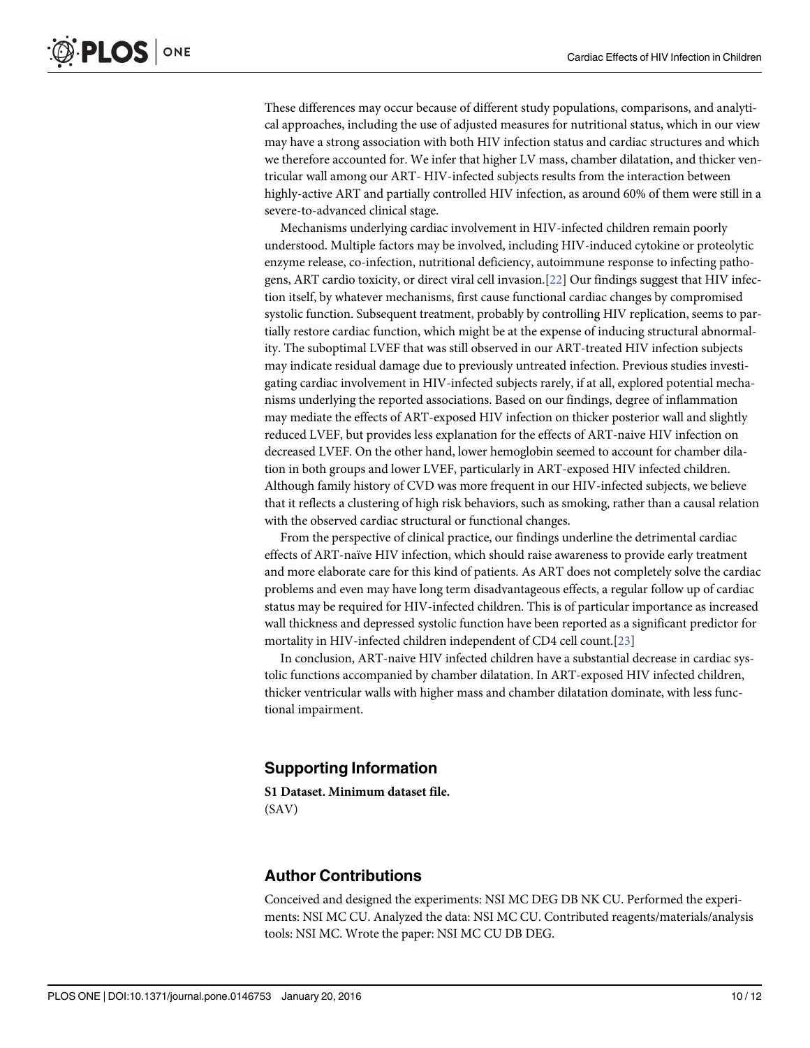These differences may occur because of different study populations, comparisons, and analytical approaches, including the use of adjusted measures for nutritional status, which in our view may have a strong association with both HIV infection status and cardiac structures and which we therefore accounted for. We infer that higher LV mass, chamber dilatation, and thicker ventricular wall among our ART- HIV-infected subjects results from the interaction between highly-active ART and partially controlled HIV infection, as around 60% of them were still in a severe-to-advanced clinical stage.

Mechanisms underlying cardiac involvement in HIV-infected children remain poorly understood. Multiple factors may be involved, including HIV-induced cytokine or proteolytic enzyme release, co-infection, nutritional deficiency, autoimmune response to infecting pathogens, ART cardio toxicity, or direct viral cell invasion.[22] Our findings suggest that HIV infection itself, by whatever mechanisms, first cause functional cardiac changes by compromised systolic function. Subsequent treatment, probably by controlling HIV replication, seems to partially restore cardiac function, which might be at the expense of inducing structural abnormality. The suboptimal LVEF that was still observed in our ART-treated HIV infection subjects may indicate residual damage due to previously untreated infection. Previous studies investigating cardiac involvement in HIV-infected subjects rarely, if at all, explored potential mechanisms underlying the reported associations. Based on our findings, degree of inflammation may mediate the effects of ART-exposed HIV infection on thicker posterior wall and slightly reduced LVEF, but provides less explanation for the effects of ART-naive HIV infection on decreased LVEF. On the other hand, lower hemoglobin seemed to account for chamber dilation in both groups and lower LVEF, particularly in ART-exposed HIV infected children. Although family history of CVD was more frequent in our HIV-infected subjects, we believe that it reflects a clustering of high risk behaviors, such as smoking, rather than a causal relation with the observed cardiac structural or functional changes.

From the perspective of clinical practice, our findings underline the detrimental cardiac effects of ART-naïve HIV infection, which should raise awareness to provide early treatment and more elaborate care for this kind of patients. As ART does not completely solve the cardiac problems and even may have long term disadvantageous effects, a regular follow up of cardiac status may be required for HIV-infected children. This is of particular importance as increased wall thickness and depressed systolic function have been reported as a significant predictor for mortality in HIV-infected children independent of CD4 cell count.[23]

In conclusion, ART-naive HIV infected children have a substantial decrease in cardiac systolic functions accompanied by chamber dilatation. In ART-exposed HIV infected children, thicker ventricular walls with higher mass and chamber dilatation dominate, with less functional impairment.

## Supporting Information

**S1 Dataset. Minimum dataset file.**
(SAV)

## Author Contributions

Conceived and designed the experiments: NSI MC DEG DB NK CU. Performed the experiments: NSI MC CU. Analyzed the data: NSI MC CU. Contributed reagents/materials/analysis tools: NSI MC. Wrote the paper: NSI MC CU DB DEG.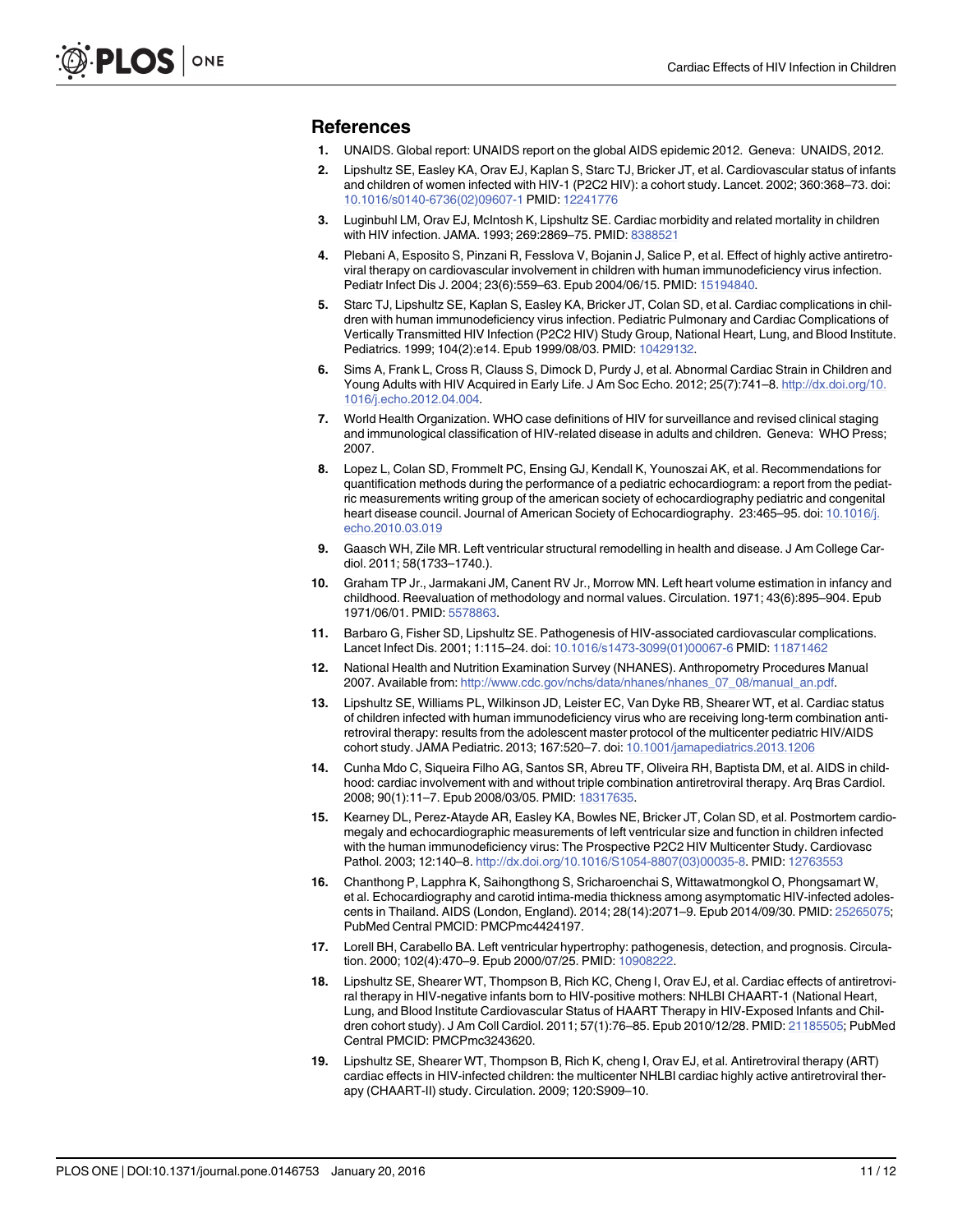## References

1. UNAIDS. Global report: UNAIDS report on the global AIDS epidemic 2012. Geneva: UNAIDS, 2012.
2. Lipshultz SE, Easley KA, Orav EJ, Kaplan S, Starc TJ, Bricker JT, et al. Cardiovascular status of infants and children of women infected with HIV-1 (P2C2 HIV): a cohort study. Lancet. 2002; 360:368–73. doi: 10.1016/s0140-6736(02)09607-1 PMID: 12241776
3. Luginbuhl LM, Orav EJ, McIntosh K, Lipshultz SE. Cardiac morbidity and related mortality in children with HIV infection. JAMA. 1993; 269:2869–75. PMID: 8388521
4. Plebani A, Esposito S, Pinzani R, Fesslova V, Bojanin J, Salice P, et al. Effect of highly active antiretroviral therapy on cardiovascular involvement in children with human immunodeficiency virus infection. Pediatr Infect Dis J. 2004; 23(6):559–63. Epub 2004/06/15. PMID: 15194840.
5. Starc TJ, Lipshultz SE, Kaplan S, Easley KA, Bricker JT, Colan SD, et al. Cardiac complications in children with human immunodeficiency virus infection. Pediatric Pulmonary and Cardiac Complications of Vertically Transmitted HIV Infection (P2C2 HIV) Study Group, National Heart, Lung, and Blood Institute. Pediatrics. 1999; 104(2):e14. Epub 1999/08/03. PMID: 10429132.
6. Sims A, Frank L, Cross R, Clauss S, Dimock D, Purdy J, et al. Abnormal Cardiac Strain in Children and Young Adults with HIV Acquired in Early Life. J Am Soc Echo. 2012; 25(7):741–8. http://dx.doi.org/10.1016/j.echo.2012.04.004.
7. World Health Organization. WHO case definitions of HIV for surveillance and revised clinical staging and immunological classification of HIV-related disease in adults and children. Geneva: WHO Press; 2007.
8. Lopez L, Colan SD, Frommelt PC, Ensing GJ, Kendall K, Younoszai AK, et al. Recommendations for quantification methods during the performance of a pediatric echocardiogram: a report from the pediatric measurements writing group of the american society of echocardiography pediatric and congenital heart disease council. Journal of American Society of Echocardiography. 23:465–95. doi: 10.1016/j.echo.2010.03.019
9. Gaasch WH, Zile MR. Left ventricular structural remodelling in health and disease. J Am College Cardiol. 2011; 58(1733–1740.).
10. Graham TP Jr., Jarmakani JM, Canent RV Jr., Morrow MN. Left heart volume estimation in infancy and childhood. Reevaluation of methodology and normal values. Circulation. 1971; 43(6):895–904. Epub 1971/06/01. PMID: 5578863.
11. Barbaro G, Fisher SD, Lipshultz SE. Pathogenesis of HIV-associated cardiovascular complications. Lancet Infect Dis. 2001; 1:115–24. doi: 10.1016/s1473-3099(01)00067-6 PMID: 11871462
12. National Health and Nutrition Examination Survey (NHANES). Anthropometry Procedures Manual 2007. Available from: http://www.cdc.gov/nchs/data/nhanes/nhanes_07_08/manual_an.pdf.
13. Lipshultz SE, Williams PL, Wilkinson JD, Leister EC, Van Dyke RB, Shearer WT, et al. Cardiac status of children infected with human immunodeficiency virus who are receiving long-term combination antiretroviral therapy: results from the adolescent master protocol of the multicenter pediatric HIV/AIDS cohort study. JAMA Pediatric. 2013; 167:520–7. doi: 10.1001/jamapediatrics.2013.1206
14. Cunha Mdo C, Siqueira Filho AG, Santos SR, Abreu TF, Oliveira RH, Baptista DM, et al. AIDS in childhood: cardiac involvement with and without triple combination antiretroviral therapy. Arq Bras Cardiol. 2008; 90(1):11–7. Epub 2008/03/05. PMID: 18317635.
15. Kearney DL, Perez-Atayde AR, Easley KA, Bowles NE, Bricker JT, Colan SD, et al. Postmortem cardiomegaly and echocardiographic measurements of left ventricular size and function in children infected with the human immunodeficiency virus: The Prospective P2C2 HIV Multicenter Study. Cardiovasc Pathol. 2003; 12:140–8. http://dx.doi.org/10.1016/S1054-8807(03)00035-8. PMID: 12763553
16. Chanthong P, Lapphra K, Saihongthong S, Sricharoenchai S, Wittawatmongkol O, Phongsamart W, et al. Echocardiography and carotid intima-media thickness among asymptomatic HIV-infected adolescents in Thailand. AIDS (London, England). 2014; 28(14):2071–9. Epub 2014/09/30. PMID: 25265075; PubMed Central PMCID: PMCPmc4424197.
17. Lorell BH, Carabello BA. Left ventricular hypertrophy: pathogenesis, detection, and prognosis. Circulation. 2000; 102(4):470–9. Epub 2000/07/25. PMID: 10908222.
18. Lipshultz SE, Shearer WT, Thompson B, Rich KC, Cheng I, Orav EJ, et al. Cardiac effects of antiretroviral therapy in HIV-negative infants born to HIV-positive mothers: NHLBI CHAART-1 (National Heart, Lung, and Blood Institute Cardiovascular Status of HAART Therapy in HIV-Exposed Infants and Children cohort study). J Am Coll Cardiol. 2011; 57(1):76–85. Epub 2010/12/28. PMID: 21185505; PubMed Central PMCID: PMCPmc3243620.
19. Lipshultz SE, Shearer WT, Thompson B, Rich K, cheng I, Orav EJ, et al. Antiretroviral therapy (ART) cardiac effects in HIV-infected children: the multicenter NHLBI cardiac highly active antiretroviral therapy (CHAART-II) study. Circulation. 2009; 120:S909–10.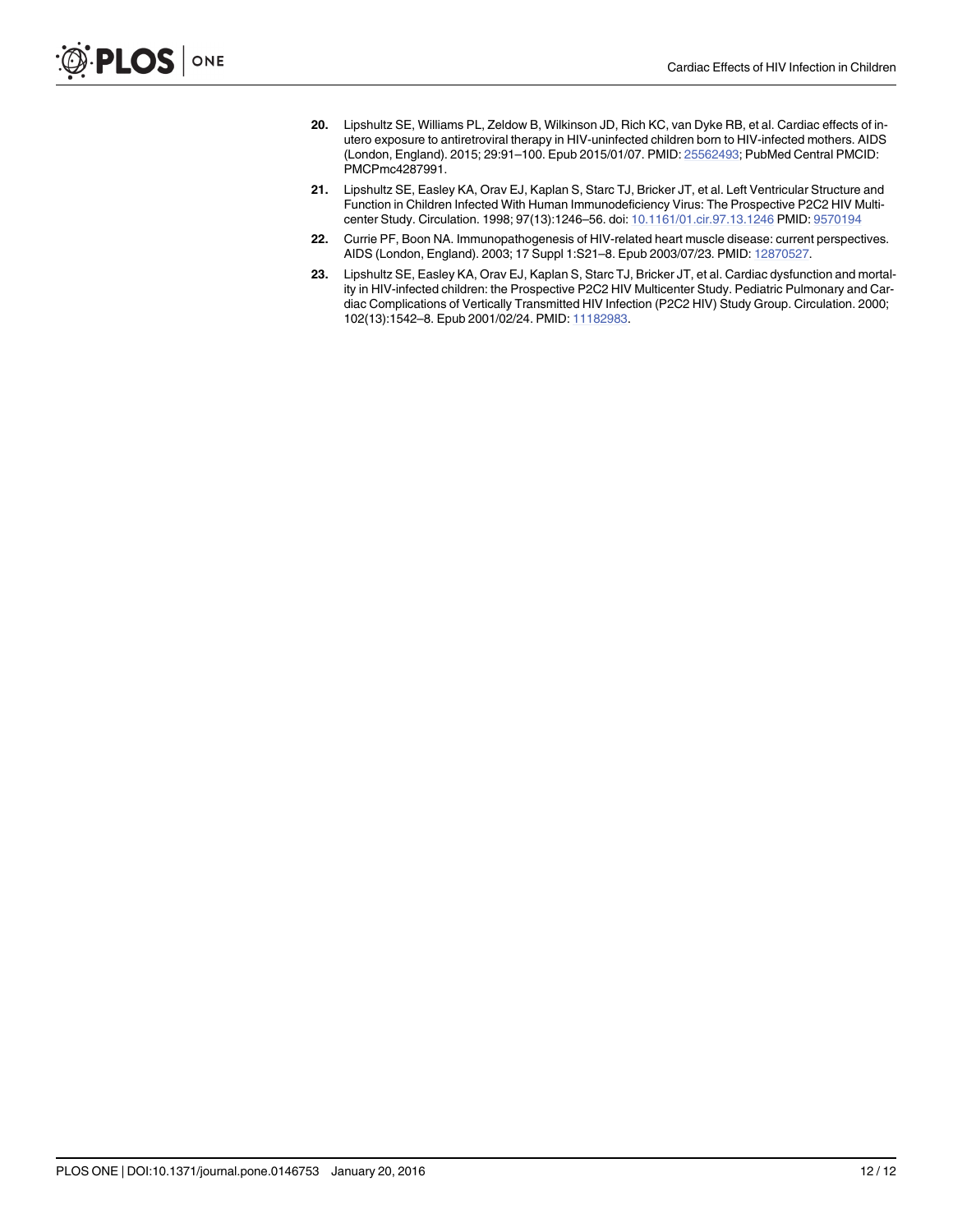20. Lipshultz SE, Williams PL, Zeldow B, Wilkinson JD, Rich KC, van Dyke RB, et al. Cardiac effects of in-utero exposure to antiretroviral therapy in HIV-uninfected children born to HIV-infected mothers. AIDS (London, England). 2015; 29:91–100. Epub 2015/01/07. PMID: 25562493; PubMed Central PMCID: PMCPmc4287991.
21. Lipshultz SE, Easley KA, Orav EJ, Kaplan S, Starc TJ, Bricker JT, et al. Left Ventricular Structure and Function in Children Infected With Human Immunodeficiency Virus: The Prospective P2C2 HIV Multicenter Study. Circulation. 1998; 97(13):1246–56. doi: 10.1161/01.cir.97.13.1246 PMID: 9570194
22. Currie PF, Boon NA. Immunopathogenesis of HIV-related heart muscle disease: current perspectives. AIDS (London, England). 2003; 17 Suppl 1:S21–8. Epub 2003/07/23. PMID: 12870527.
23. Lipshultz SE, Easley KA, Orav EJ, Kaplan S, Starc TJ, Bricker JT, et al. Cardiac dysfunction and mortality in HIV-infected children: the Prospective P2C2 HIV Multicenter Study. Pediatric Pulmonary and Cardiac Complications of Vertically Transmitted HIV Infection (P2C2 HIV) Study Group. Circulation. 2000; 102(13):1542–8. Epub 2001/02/24. PMID: 11182983.